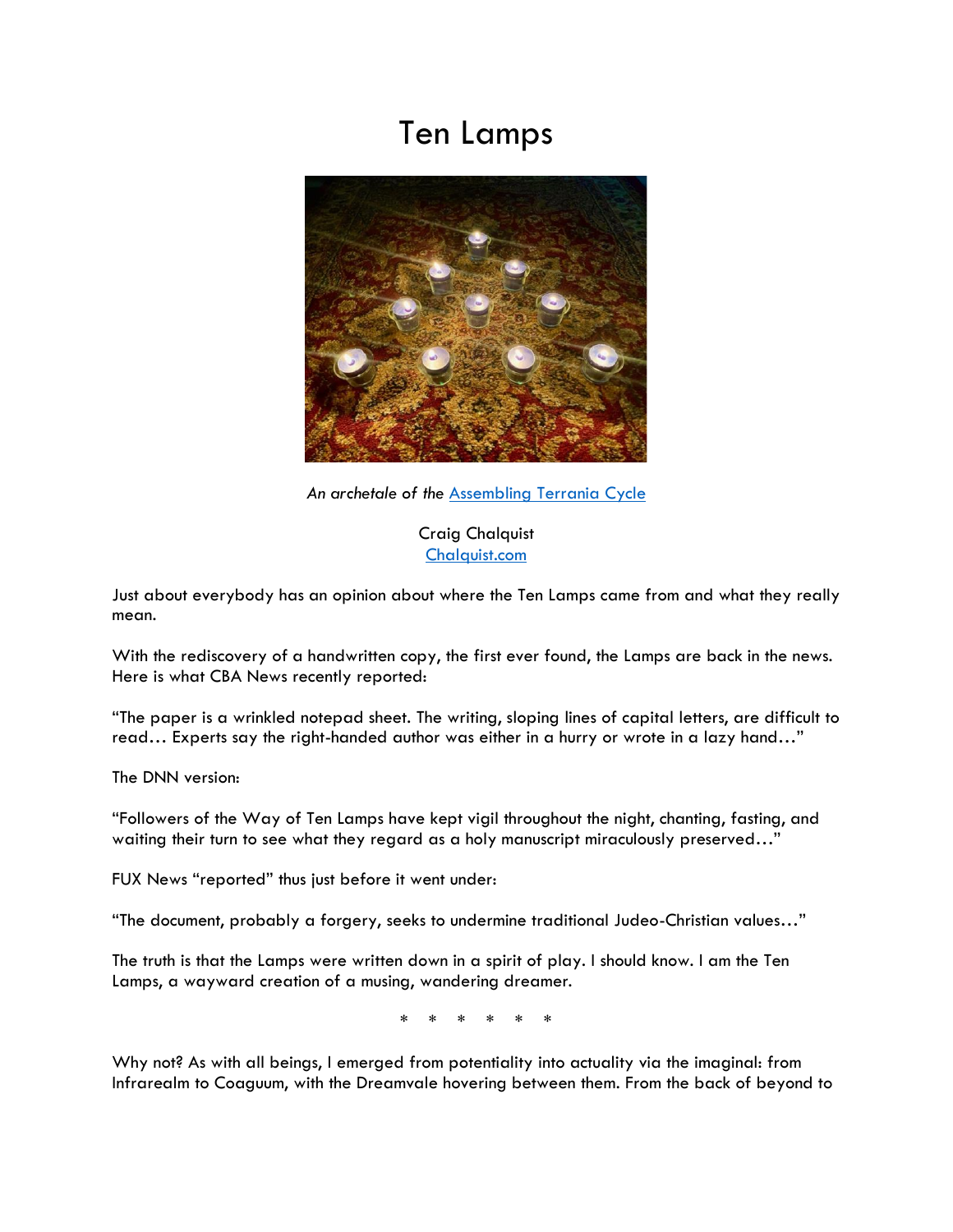# Ten Lamps

*An archetale of the* [Assembling Terrania Cycle]

Craig Chalquist
[Chalquist.com]

Just about everybody has an opinion about where the Ten Lamps came from and what they really mean.

With the rediscovery of a handwritten copy, the first ever found, the Lamps are back in the news. Here is what CBA News recently reported:

"The paper is a wrinkled notepad sheet. The writing, sloping lines of capital letters, are difficult to read… Experts say the right-handed author was either in a hurry or wrote in a lazy hand…"

The DNN version:

"Followers of the Way of Ten Lamps have kept vigil throughout the night, chanting, fasting, and waiting their turn to see what they regard as a holy manuscript miraculously preserved…"

FUX News "reported" thus just before it went under:

"The document, probably a forgery, seeks to undermine traditional Judeo-Christian values…"

The truth is that the Lamps were written down in a spirit of play. I should know. I am the Ten Lamps, a wayward creation of a musing, wandering dreamer.

\* \* \* \* \* \*

Why not? As with all beings, I emerged from potentiality into actuality via the imaginal: from Infrarealm to Coaguum, with the Dreamvale hovering between them. From the back of beyond to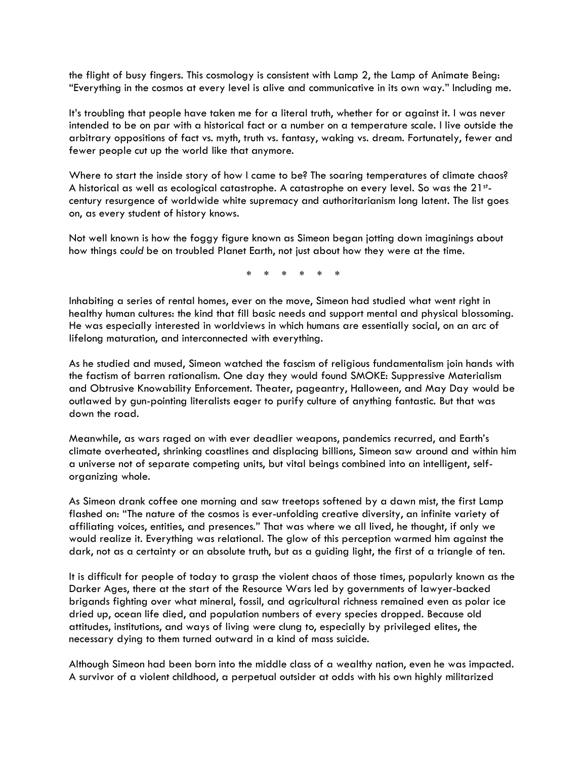the flight of busy fingers. This cosmology is consistent with Lamp 2, the Lamp of Animate Being: "Everything in the cosmos at every level is alive and communicative in its own way." Including me.

It's troubling that people have taken me for a literal truth, whether for or against it. I was never intended to be on par with a historical fact or a number on a temperature scale. I live outside the arbitrary oppositions of fact vs. myth, truth vs. fantasy, waking vs. dream. Fortunately, fewer and fewer people cut up the world like that anymore.

Where to start the inside story of how I came to be? The soaring temperatures of climate chaos? A historical as well as ecological catastrophe. A catastrophe on every level. So was the 21st-century resurgence of worldwide white supremacy and authoritarianism long latent. The list goes on, as every student of history knows.

Not well known is how the foggy figure known as Simeon began jotting down imaginings about how things *could* be on troubled Planet Earth, not just about how they were at the time.

\* \* \* \* \* \*

Inhabiting a series of rental homes, ever on the move, Simeon had studied what went right in healthy human cultures: the kind that fill basic needs and support mental and physical blossoming. He was especially interested in worldviews in which humans are essentially social, on an arc of lifelong maturation, and interconnected with everything.

As he studied and mused, Simeon watched the fascism of religious fundamentalism join hands with the factism of barren rationalism. One day they would found SMOKE: Suppressive Materialism and Obtrusive Knowability Enforcement. Theater, pageantry, Halloween, and May Day would be outlawed by gun-pointing literalists eager to purify culture of anything fantastic. But that was down the road.

Meanwhile, as wars raged on with ever deadlier weapons, pandemics recurred, and Earth's climate overheated, shrinking coastlines and displacing billions, Simeon saw around and within him a universe not of separate competing units, but vital beings combined into an intelligent, self-organizing whole.

As Simeon drank coffee one morning and saw treetops softened by a dawn mist, the first Lamp flashed on: "The nature of the cosmos is ever-unfolding creative diversity, an infinite variety of affiliating voices, entities, and presences." That was where we all lived, he thought, if only we would realize it. Everything was relational. The glow of this perception warmed him against the dark, not as a certainty or an absolute truth, but as a guiding light, the first of a triangle of ten.

It is difficult for people of today to grasp the violent chaos of those times, popularly known as the Darker Ages, there at the start of the Resource Wars led by governments of lawyer-backed brigands fighting over what mineral, fossil, and agricultural richness remained even as polar ice dried up, ocean life died, and population numbers of every species dropped. Because old attitudes, institutions, and ways of living were clung to, especially by privileged elites, the necessary dying to them turned outward in a kind of mass suicide.

Although Simeon had been born into the middle class of a wealthy nation, even he was impacted. A survivor of a violent childhood, a perpetual outsider at odds with his own highly militarized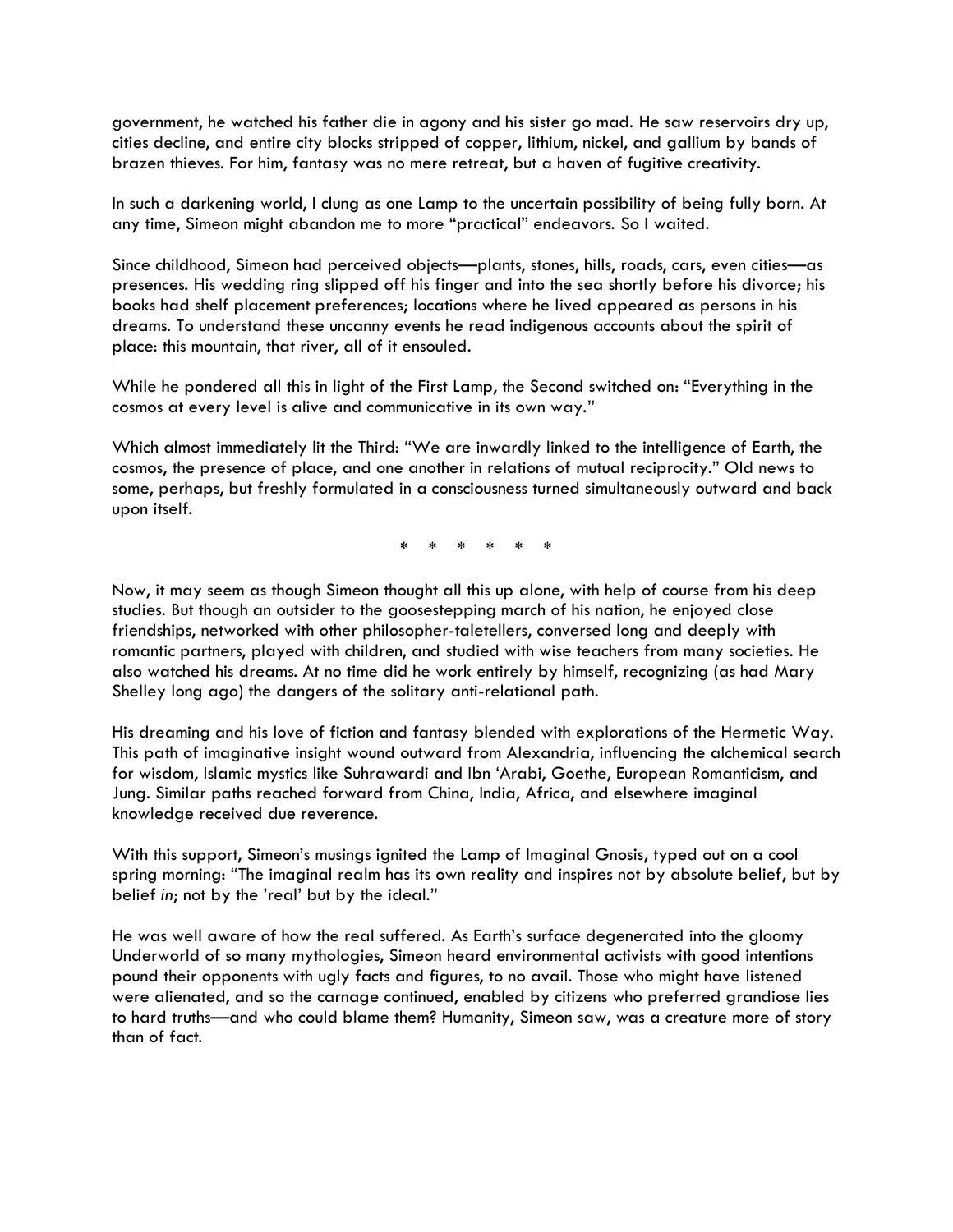government, he watched his father die in agony and his sister go mad. He saw reservoirs dry up, cities decline, and entire city blocks stripped of copper, lithium, nickel, and gallium by bands of brazen thieves. For him, fantasy was no mere retreat, but a haven of fugitive creativity.

In such a darkening world, I clung as one Lamp to the uncertain possibility of being fully born. At any time, Simeon might abandon me to more "practical" endeavors. So I waited.

Since childhood, Simeon had perceived objects—plants, stones, hills, roads, cars, even cities—as presences. His wedding ring slipped off his finger and into the sea shortly before his divorce; his books had shelf placement preferences; locations where he lived appeared as persons in his dreams. To understand these uncanny events he read indigenous accounts about the spirit of place: this mountain, that river, all of it ensouled.

While he pondered all this in light of the First Lamp, the Second switched on: "Everything in the cosmos at every level is alive and communicative in its own way."

Which almost immediately lit the Third: "We are inwardly linked to the intelligence of Earth, the cosmos, the presence of place, and one another in relations of mutual reciprocity." Old news to some, perhaps, but freshly formulated in a consciousness turned simultaneously outward and back upon itself.

\* \* \* \* \* \*

Now, it may seem as though Simeon thought all this up alone, with help of course from his deep studies. But though an outsider to the goosestepping march of his nation, he enjoyed close friendships, networked with other philosopher-taletellers, conversed long and deeply with romantic partners, played with children, and studied with wise teachers from many societies. He also watched his dreams. At no time did he work entirely by himself, recognizing (as had Mary Shelley long ago) the dangers of the solitary anti-relational path.

His dreaming and his love of fiction and fantasy blended with explorations of the Hermetic Way. This path of imaginative insight wound outward from Alexandria, influencing the alchemical search for wisdom, Islamic mystics like Suhrawardi and Ibn 'Arabi, Goethe, European Romanticism, and Jung. Similar paths reached forward from China, India, Africa, and elsewhere imaginal knowledge received due reverence.

With this support, Simeon's musings ignited the Lamp of Imaginal Gnosis, typed out on a cool spring morning: "The imaginal realm has its own reality and inspires not by absolute belief, but by belief *in*; not by the 'real' but by the ideal."

He was well aware of how the real suffered. As Earth's surface degenerated into the gloomy Underworld of so many mythologies, Simeon heard environmental activists with good intentions pound their opponents with ugly facts and figures, to no avail. Those who might have listened were alienated, and so the carnage continued, enabled by citizens who preferred grandiose lies to hard truths—and who could blame them? Humanity, Simeon saw, was a creature more of story than of fact.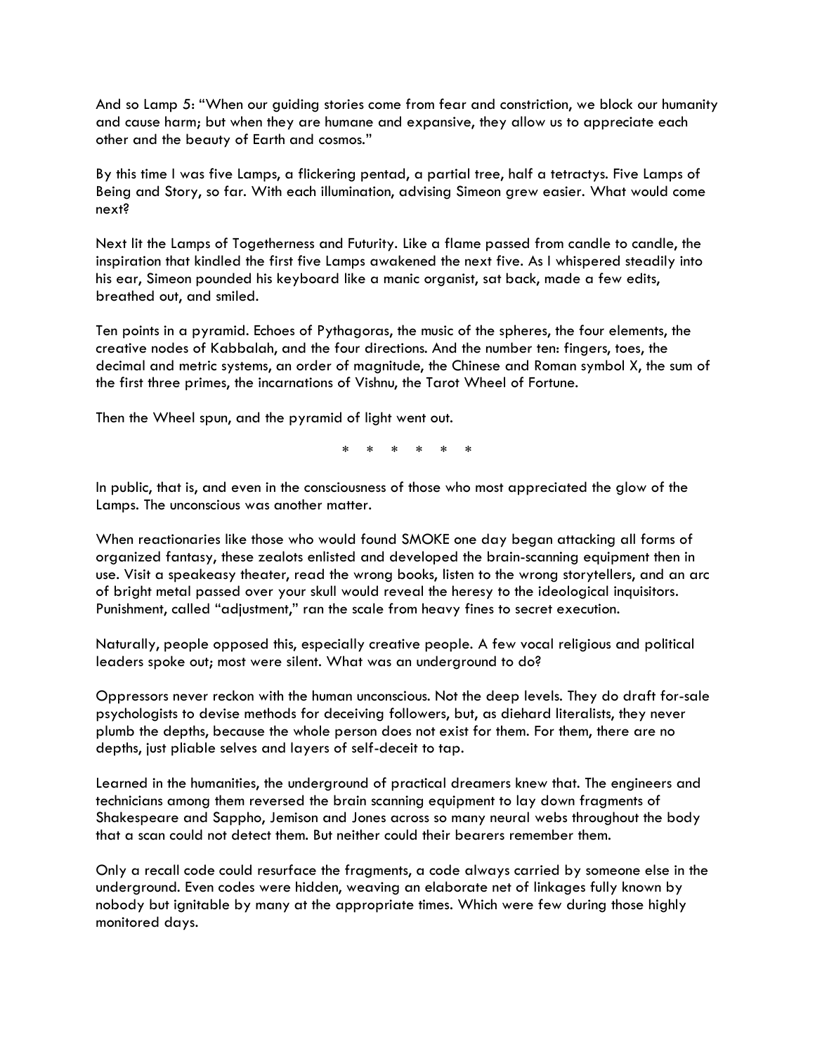And so Lamp 5: "When our guiding stories come from fear and constriction, we block our humanity and cause harm; but when they are humane and expansive, they allow us to appreciate each other and the beauty of Earth and cosmos."

By this time I was five Lamps, a flickering pentad, a partial tree, half a tetractys. Five Lamps of Being and Story, so far. With each illumination, advising Simeon grew easier. What would come next?

Next lit the Lamps of Togetherness and Futurity. Like a flame passed from candle to candle, the inspiration that kindled the first five Lamps awakened the next five. As I whispered steadily into his ear, Simeon pounded his keyboard like a manic organist, sat back, made a few edits, breathed out, and smiled.

Ten points in a pyramid. Echoes of Pythagoras, the music of the spheres, the four elements, the creative nodes of Kabbalah, and the four directions. And the number ten: fingers, toes, the decimal and metric systems, an order of magnitude, the Chinese and Roman symbol X, the sum of the first three primes, the incarnations of Vishnu, the Tarot Wheel of Fortune.

Then the Wheel spun, and the pyramid of light went out.

\* \* \* \* \* \*

In public, that is, and even in the consciousness of those who most appreciated the glow of the Lamps. The unconscious was another matter.

When reactionaries like those who would found SMOKE one day began attacking all forms of organized fantasy, these zealots enlisted and developed the brain-scanning equipment then in use. Visit a speakeasy theater, read the wrong books, listen to the wrong storytellers, and an arc of bright metal passed over your skull would reveal the heresy to the ideological inquisitors. Punishment, called "adjustment," ran the scale from heavy fines to secret execution.

Naturally, people opposed this, especially creative people. A few vocal religious and political leaders spoke out; most were silent. What was an underground to do?

Oppressors never reckon with the human unconscious. Not the deep levels. They do draft for-sale psychologists to devise methods for deceiving followers, but, as diehard literalists, they never plumb the depths, because the whole person does not exist for them. For them, there are no depths, just pliable selves and layers of self-deceit to tap.

Learned in the humanities, the underground of practical dreamers knew that. The engineers and technicians among them reversed the brain scanning equipment to lay down fragments of Shakespeare and Sappho, Jemison and Jones across so many neural webs throughout the body that a scan could not detect them. But neither could their bearers remember them.

Only a recall code could resurface the fragments, a code always carried by someone else in the underground. Even codes were hidden, weaving an elaborate net of linkages fully known by nobody but ignitable by many at the appropriate times. Which were few during those highly monitored days.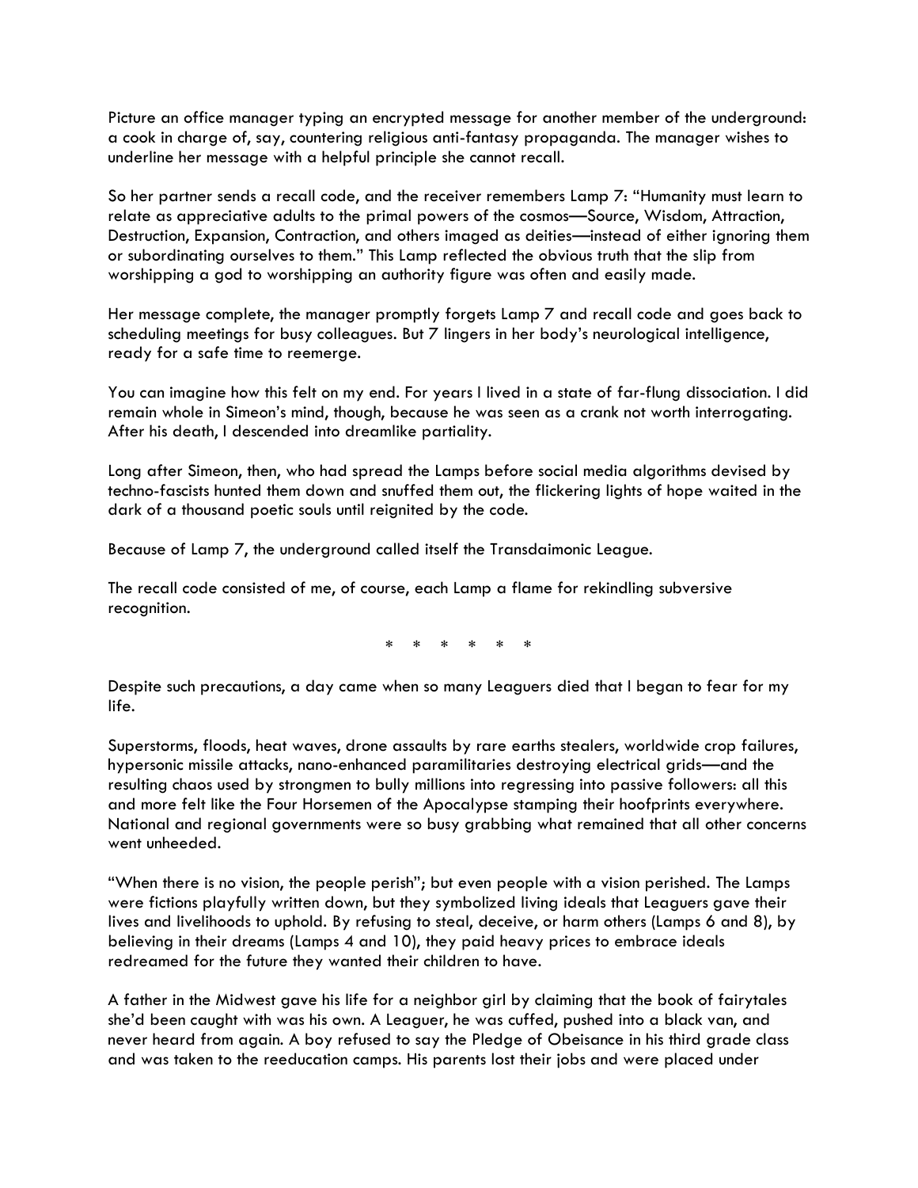Picture an office manager typing an encrypted message for another member of the underground: a cook in charge of, say, countering religious anti-fantasy propaganda. The manager wishes to underline her message with a helpful principle she cannot recall.

So her partner sends a recall code, and the receiver remembers Lamp 7: "Humanity must learn to relate as appreciative adults to the primal powers of the cosmos—Source, Wisdom, Attraction, Destruction, Expansion, Contraction, and others imaged as deities—instead of either ignoring them or subordinating ourselves to them." This Lamp reflected the obvious truth that the slip from worshipping a god to worshipping an authority figure was often and easily made.

Her message complete, the manager promptly forgets Lamp 7 and recall code and goes back to scheduling meetings for busy colleagues. But 7 lingers in her body's neurological intelligence, ready for a safe time to reemerge.

You can imagine how this felt on my end. For years I lived in a state of far-flung dissociation. I did remain whole in Simeon's mind, though, because he was seen as a crank not worth interrogating. After his death, I descended into dreamlike partiality.

Long after Simeon, then, who had spread the Lamps before social media algorithms devised by techno-fascists hunted them down and snuffed them out, the flickering lights of hope waited in the dark of a thousand poetic souls until reignited by the code.

Because of Lamp 7, the underground called itself the Transdaimonic League.

The recall code consisted of me, of course, each Lamp a flame for rekindling subversive recognition.

* * * * * *

Despite such precautions, a day came when so many Leaguers died that I began to fear for my life.

Superstorms, floods, heat waves, drone assaults by rare earths stealers, worldwide crop failures, hypersonic missile attacks, nano-enhanced paramilitaries destroying electrical grids—and the resulting chaos used by strongmen to bully millions into regressing into passive followers: all this and more felt like the Four Horsemen of the Apocalypse stamping their hoofprints everywhere. National and regional governments were so busy grabbing what remained that all other concerns went unheeded.

"When there is no vision, the people perish"; but even people with a vision perished. The Lamps were fictions playfully written down, but they symbolized living ideals that Leaguers gave their lives and livelihoods to uphold. By refusing to steal, deceive, or harm others (Lamps 6 and 8), by believing in their dreams (Lamps 4 and 10), they paid heavy prices to embrace ideals redreamed for the future they wanted their children to have.

A father in the Midwest gave his life for a neighbor girl by claiming that the book of fairytales she'd been caught with was his own. A Leaguer, he was cuffed, pushed into a black van, and never heard from again. A boy refused to say the Pledge of Obeisance in his third grade class and was taken to the reeducation camps. His parents lost their jobs and were placed under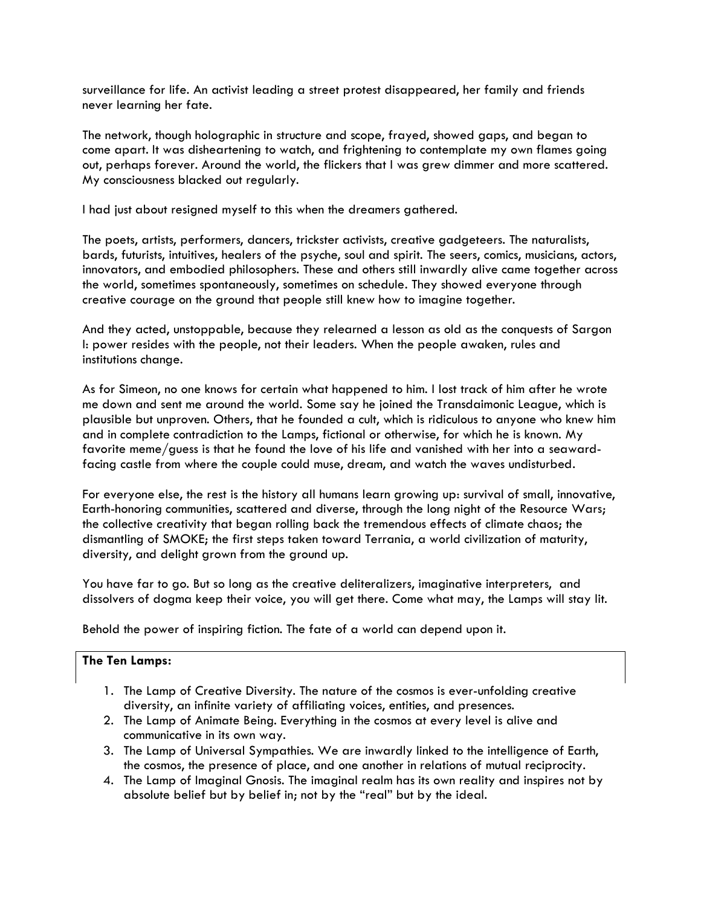surveillance for life. An activist leading a street protest disappeared, her family and friends never learning her fate.

The network, though holographic in structure and scope, frayed, showed gaps, and began to come apart. It was disheartening to watch, and frightening to contemplate my own flames going out, perhaps forever. Around the world, the flickers that I was grew dimmer and more scattered. My consciousness blacked out regularly.

I had just about resigned myself to this when the dreamers gathered.

The poets, artists, performers, dancers, trickster activists, creative gadgeteers. The naturalists, bards, futurists, intuitives, healers of the psyche, soul and spirit. The seers, comics, musicians, actors, innovators, and embodied philosophers. These and others still inwardly alive came together across the world, sometimes spontaneously, sometimes on schedule. They showed everyone through creative courage on the ground that people still knew how to imagine together.

And they acted, unstoppable, because they relearned a lesson as old as the conquests of Sargon I: power resides with the people, not their leaders. When the people awaken, rules and institutions change.

As for Simeon, no one knows for certain what happened to him. I lost track of him after he wrote me down and sent me around the world. Some say he joined the Transdaimonic League, which is plausible but unproven. Others, that he founded a cult, which is ridiculous to anyone who knew him and in complete contradiction to the Lamps, fictional or otherwise, for which he is known. My favorite meme/guess is that he found the love of his life and vanished with her into a seaward-facing castle from where the couple could muse, dream, and watch the waves undisturbed.

For everyone else, the rest is the history all humans learn growing up: survival of small, innovative, Earth-honoring communities, scattered and diverse, through the long night of the Resource Wars; the collective creativity that began rolling back the tremendous effects of climate chaos; the dismantling of SMOKE; the first steps taken toward Terrania, a world civilization of maturity, diversity, and delight grown from the ground up.

You have far to go. But so long as the creative deliteralizers, imaginative interpreters, and dissolvers of dogma keep their voice, you will get there. Come what may, the Lamps will stay lit.

Behold the power of inspiring fiction. The fate of a world can depend upon it.

**The Ten Lamps:**

1. The Lamp of Creative Diversity. The nature of the cosmos is ever-unfolding creative diversity, an infinite variety of affiliating voices, entities, and presences.
2. The Lamp of Animate Being. Everything in the cosmos at every level is alive and communicative in its own way.
3. The Lamp of Universal Sympathies. We are inwardly linked to the intelligence of Earth, the cosmos, the presence of place, and one another in relations of mutual reciprocity.
4. The Lamp of Imaginal Gnosis. The imaginal realm has its own reality and inspires not by absolute belief but by belief in; not by the "real" but by the ideal.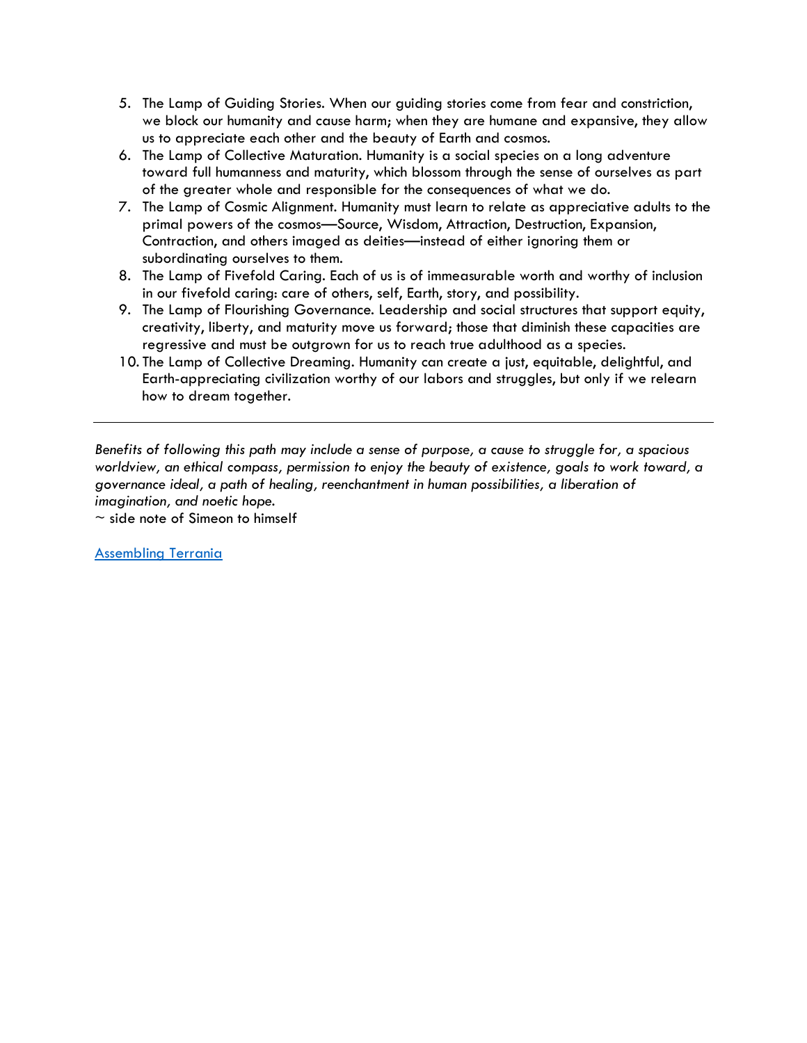5. The Lamp of Guiding Stories. When our guiding stories come from fear and constriction, we block our humanity and cause harm; when they are humane and expansive, they allow us to appreciate each other and the beauty of Earth and cosmos.
6. The Lamp of Collective Maturation. Humanity is a social species on a long adventure toward full humanness and maturity, which blossom through the sense of ourselves as part of the greater whole and responsible for the consequences of what we do.
7. The Lamp of Cosmic Alignment. Humanity must learn to relate as appreciative adults to the primal powers of the cosmos—Source, Wisdom, Attraction, Destruction, Expansion, Contraction, and others imaged as deities—instead of either ignoring them or subordinating ourselves to them.
8. The Lamp of Fivefold Caring. Each of us is of immeasurable worth and worthy of inclusion in our fivefold caring: care of others, self, Earth, story, and possibility.
9. The Lamp of Flourishing Governance. Leadership and social structures that support equity, creativity, liberty, and maturity move us forward; those that diminish these capacities are regressive and must be outgrown for us to reach true adulthood as a species.
10. The Lamp of Collective Dreaming. Humanity can create a just, equitable, delightful, and Earth-appreciating civilization worthy of our labors and struggles, but only if we relearn how to dream together.

---

*Benefits of following this path may include a sense of purpose, a cause to struggle for, a spacious worldview, an ethical compass, permission to enjoy the beauty of existence, goals to work toward, a governance ideal, a path of healing, reenchantment in human possibilities, a liberation of imagination, and noetic hope.*
~ side note of Simeon to himself

Assembling Terrania